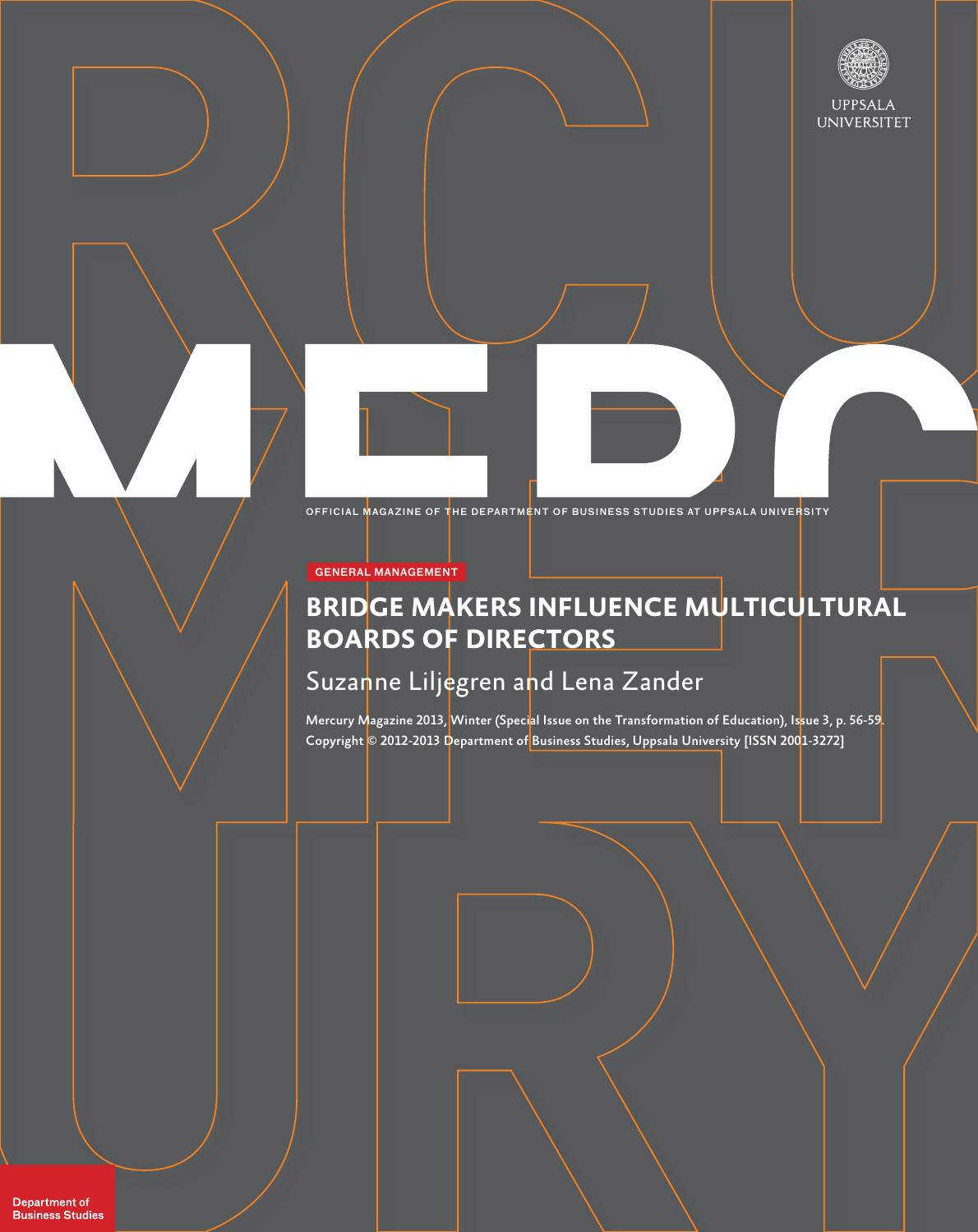UPPSALA UNIVERSITET

# MERCURY

OFFICIAL MAGAZINE OF THE DEPARTMENT OF BUSINESS STUDIES AT UPPSALA UNIVERSITY

GENERAL MANAGEMENT

## BRIDGE MAKERS INFLUENCE MULTICULTURAL BOARDS OF DIRECTORS

Suzanne Liljegren and Lena Zander

Mercury Magazine 2013, Winter (Special Issue on the Transformation of Education), Issue 3, p. 56-59.
Copyright © 2012-2013 Department of Business Studies, Uppsala University [ISSN 2001-3272]

Department of Business Studies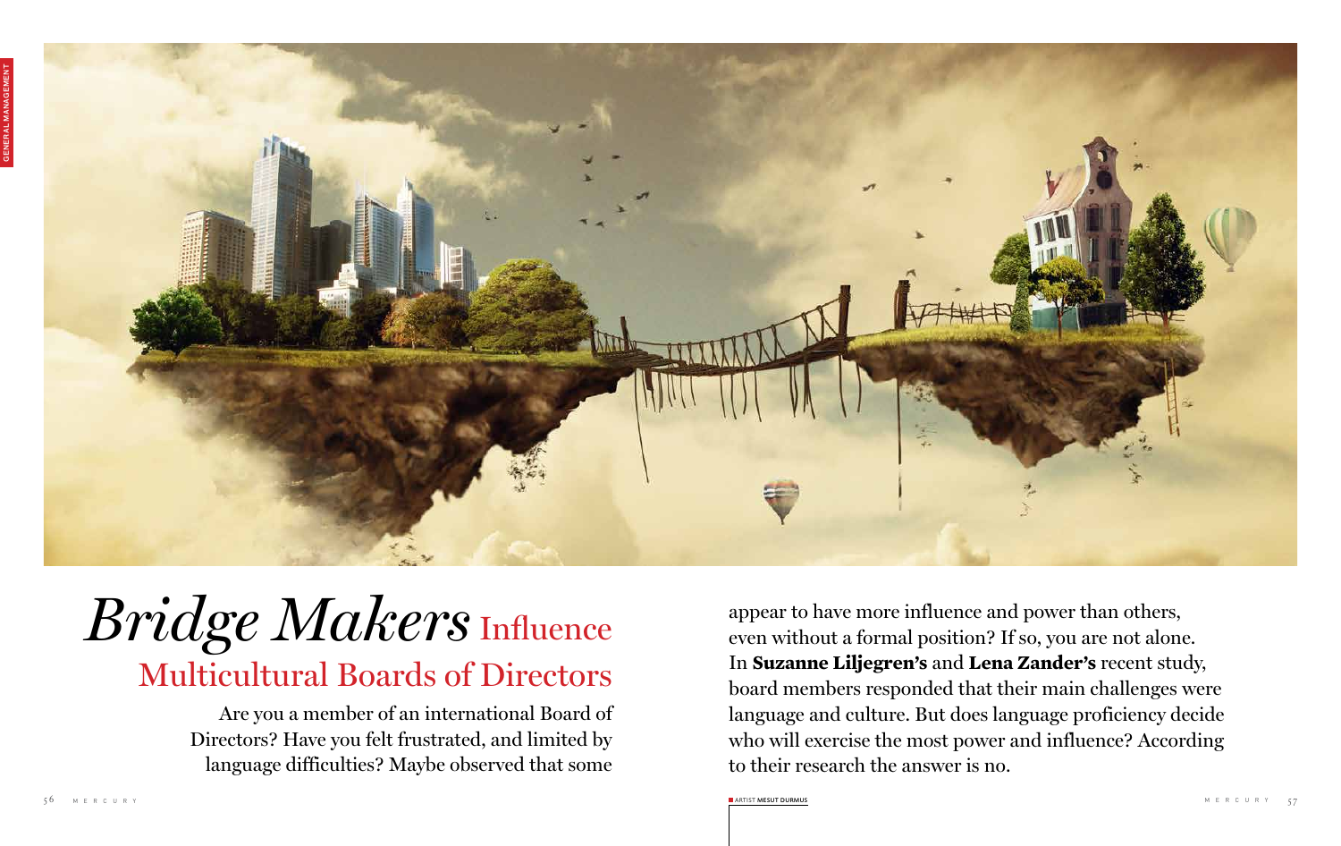# *Bridge Makers* Influence Multicultural Boards of Directors

Are you a member of an international Board of Directors? Have you felt frustrated, and limited by language difficulties? Maybe observed that some appear to have more influence and power than others, even without a formal position? If so, you are not alone. In **Suzanne Liljegren's** and **Lena Zander's** recent study, board members responded that their main challenges were language and culture. But does language proficiency decide who will exercise the most power and influence? According to their research the answer is no.

ARTIST MESUT DURMUS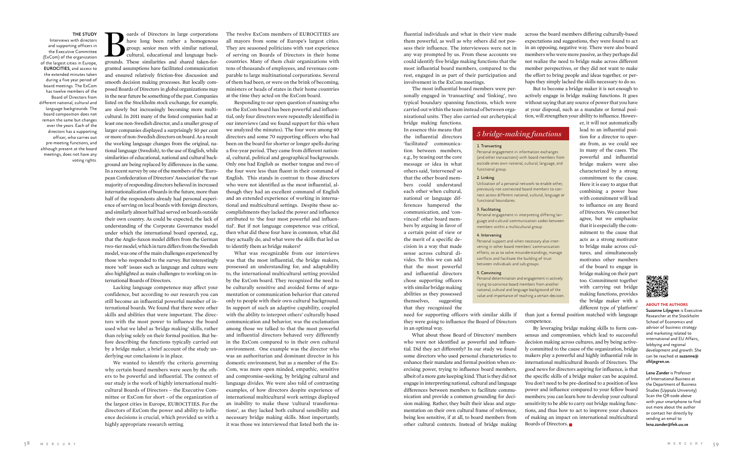**THE STUDY**

Interviews with directors and supporting officers in the Executive Committee (ExCom) of the organization of the largest cities in Europe, **EUROCITIES**, and access to the extended minutes taken during a five year period of board meetings. The ExCom has twelve members of the Board of Directors from different national, cultural and language backgrounds. The board composition does not remain the same but changes over the years. Each of the directors has a supporting officer, who carries out pre-meeting functions, and although present at the board meetings, does not have any voting rights.

Boards of Directors in large corporations have long been rather a homogenous group; senior men with similar national, cultural, educational and language backgrounds. These similarities and shared taken-for-granted assumptions have facilitated communication and ensured relatively friction-free discussion and smooth decision making processes. But locally composed Boards of Directors in global organizations may in the near future be something of the past. Companies listed on the Stockholm stock exchange, for example, are slowly but increasingly becoming more multicultural. In 2011 many of the listed companies had at least one non-Swedish director, and a smaller group of larger companies displayed a surprisingly 50 per cent or more of non-Swedish directors on board. As a result the working language changes from the original, national language (Swedish), to the use of English, while similarities of educational, national and cultural background are being replaced by differences in the same. In a recent survey by one of the members of the 'European Confederation of Directors' Association' the vast majority of responding directors believed in increased internationalization of boards in the future, more than half of the respondents already had personal experience of serving on local boards with foreign directors, and similarly almost half had served on boards outside their own country. As could be expected, the lack of understanding of the Corporate Governance model under which the international board operated, e.g., that the Anglo-Saxon model differs from the German two-tier model, which in turn differs from the Swedish model, was one of the main challenges experienced by those who responded to the survey. But interestingly more 'soft' issues such as language and culture were also highlighted as main challenges to working on international Boards of Directors.

Lacking language competence may affect your confidence, but according to our research you can still become an influential powerful member of international boards. We found that there were other skills and abilities that were important. The directors with the most power to influence the board used what we label as 'bridge making' skills, rather than relying solely on their formal position. But before describing the functions typically carried out by a bridge maker, a brief account of the study underlying our conclusions is in place.

We wanted to identify the criteria governing why certain board members were seen by the others to be powerful and influential. The context of our study is the work of highly international multicultural Boards of Directors – the Executive Committee or ExCom for short - of the organization of the largest cities in Europe, EUROCITIES. For the directors of ExCom the power and ability to influence decision is crucial, which provided us with a highly appropriate research setting.

The twelve ExCom members of EUROCITIES are all mayors from some of Europe's largest cities. They are seasoned politicians with vast experience of serving on Boards of Directors in their home countries. Many of them chair organizations with tens of thousands of employees, and revenues comparable to large multinational corporations. Several of them had been, or were on the brink of becoming, ministers or heads of states in their home countries at the time they acted on the ExCom board.

Responding to our open question of naming who on the ExCom board has been powerful and influential, only four directors were repeatedly identified in our interviews (and we found support for this when we analyzed the minutes). The four were among 40 directors and some 70 supporting officers who had been on the board for shorter or longer spells during a five-year period. They came from different national, cultural, political and geographical backgrounds. Only one had English as mother tongue and two of the four were less than fluent in their command of English. This stands in contrast to those directors who were not identified as the most influential, although they had an excellent command of English and an extended experience of working in international and multicultural settings. Despite these accomplishments they lacked the power and influence attributed to 'the four most powerful and influential'. But if not language competence was critical, then what did these four have in common, what did they actually do, and what were the skills that led us to identify them as bridge makers?

What was recognizable from our interviews was that the most influential, the bridge makers, possessed an understanding for, and adaptability to, the international multicultural setting provided by the ExCom board. They recognized the need to be culturally sensitive and avoided forms of argumentation or communication behavior that catered only to people with their own cultural background. In support of such an adaptive capability, coupled with the ability to interpret others' culturally based communication and behavior, was the exclamation among those we talked to that the most powerful and influential directors behaved very differently in the ExCom compared to in their own cultural environment. One example was the director who was an authoritarian and dominant director in his domestic environment, but as a member of the ExCom, was more open minded, empathic, sensitive and compromise-seeking, by bridging cultural and language divides. We were also told of contrasting examples, of how directors despite experience of international multicultural work settings displayed an inability to make these 'cultural transformations', as they lacked both cultural sensibility and necessary bridge making skills. Most importantly, it was those we interviewed that listed both the influential individuals and what in their view made them powerful, as well as why others did not possess their influence. The interviewees were not in any way prompted by us. From these accounts we could identify five bridge making functions that the most influential board members, compared to the rest, engaged in as part of their participation and involvement in the ExCom meetings.

The most influential board members were personally engaged in 'transacting' and 'linking', two typical boundary spanning functions, which were carried out within the team instead of between organizational units. They also carried out archetypical bridge making functions. In essence this means that the influential directors 'facilitated' communication between members, e.g., by teasing out the core message or idea in what others said, 'intervened' so that the other board members could understand each other when cultural, national or language differences hampered the communication, and 'convinced' other board members by arguing in favor of a certain point of view or the merit of a specific decision in a way that made sense across cultural divides. To this we can add that the most powerful and influential directors chose supporting officers with similar bridge making abilities as they possessed themselves, suggesting that they recognized the need for supporting officers with similar skills if they were going to influence the Board of Directors in an optimal way.

## *5 bridge-making functions*

**1. Transacting**
Personal engagement in information exchanges (and other transactions) with board members from outside ones own national, cultural, language, and functional group.

**2. Linking**
Utilization of a personal network to enable other, previously not connected board members to connect across different national, cultural, language or functional boundaries.

**3. Facilitating**
Personal engagement in interpreting differing language and cultural communication codes between members within a multicultural group.

**4. Intervening**
Personal support and when necessary also intervening in other board members' communication efforts, so as to solve misunderstandings, manage conflicts and facilitate the building of trust between individuals and sub-groups.

**5. Convincing**
Personal determination and engagement in actively trying to convince board members from another national, cultural and language background of the value and importance of reaching a certain decision.

What about those Board of Directors' members who were not identified as powerful and influential. Did they act differently? In our study we found some directors who used personal characteristics to enhance their mandate and formal position when exercising power, trying to influence board members, albeit of a more gate keeping kind. That is they did not engage in interpreting national, cultural and language differences between members to facilitate communication and provide a common grounding for decision making. Rather, they built their ideas and argumentation on their own cultural frame of reference, being less sensitive, if at all, to board members from other cultural contexts. Instead of bridge making across the board members differing culturally-based expectations and suggestions, they were found to act in an opposing, negative way. There were also board members who were more passive, as they perhaps did not realize the need to bridge make across different member perspectives, or they did not want to make the effort to bring people and ideas together, or perhaps they simply lacked the skills necessary to do so.

But to become a bridge maker it is not enough to actively engage in bridge making functions. It goes without saying that any source of power that you have at your disposal, such as a mandate or formal position, will strengthen your ability to influence. However, it will not automatically lead to an influential position for a director to operate from, as we could see in many of the cases. The powerful and influential bridge makers were also characterized by a strong commitment to the cause. Here it is easy to argue that combining a power base with commitment will lead to influence on any Board of Directors. We cannot but agree, but we emphasize that it is especially the commitment to the cause that acts as a strong motivator to bridge make across cultures, and simultaneously motivates other members of the board to engage in bridge making on their part too. Commitment together with carrying out bridge making functions, provides the bridge maker with a different type of 'platform' than just a formal position matched with language competence.

By leveraging bridge making skills to form consensus and compromises, which lead to successful decision making across cultures, and by being actively committed to the cause of the organization, bridge makers play a powerful and highly influential role in international multicultural Boards of Directors. The good news for directors aspiring for influence, is that the specific skills of a bridge maker can be acquired. You don't need to be pre-destined to a position of less power and influence compared to your fellow board members; you can learn how to develop your cultural sensitivity to be able to carry out bridge making functions, and thus how to act to improve your chances of making an impact on international multicultural Boards of Directors.

**ABOUT THE AUTHORS**

**Suzanne Liljegren** is Executive Researcher at the Stockholm School of Economics and advisor of business strategy and marketing related to international and EU Affairs, lobbying and regional development and growth. She can be reached at **suzanne@slliljegren.se**.

**Lena Zander** is Professor of International Business at the Department of Business Studies (Uppsala University) Scan the QR-code above with your smartphone to find out more about the author or contact her directly by sending an email to **lena.zander@fek.uu.se**